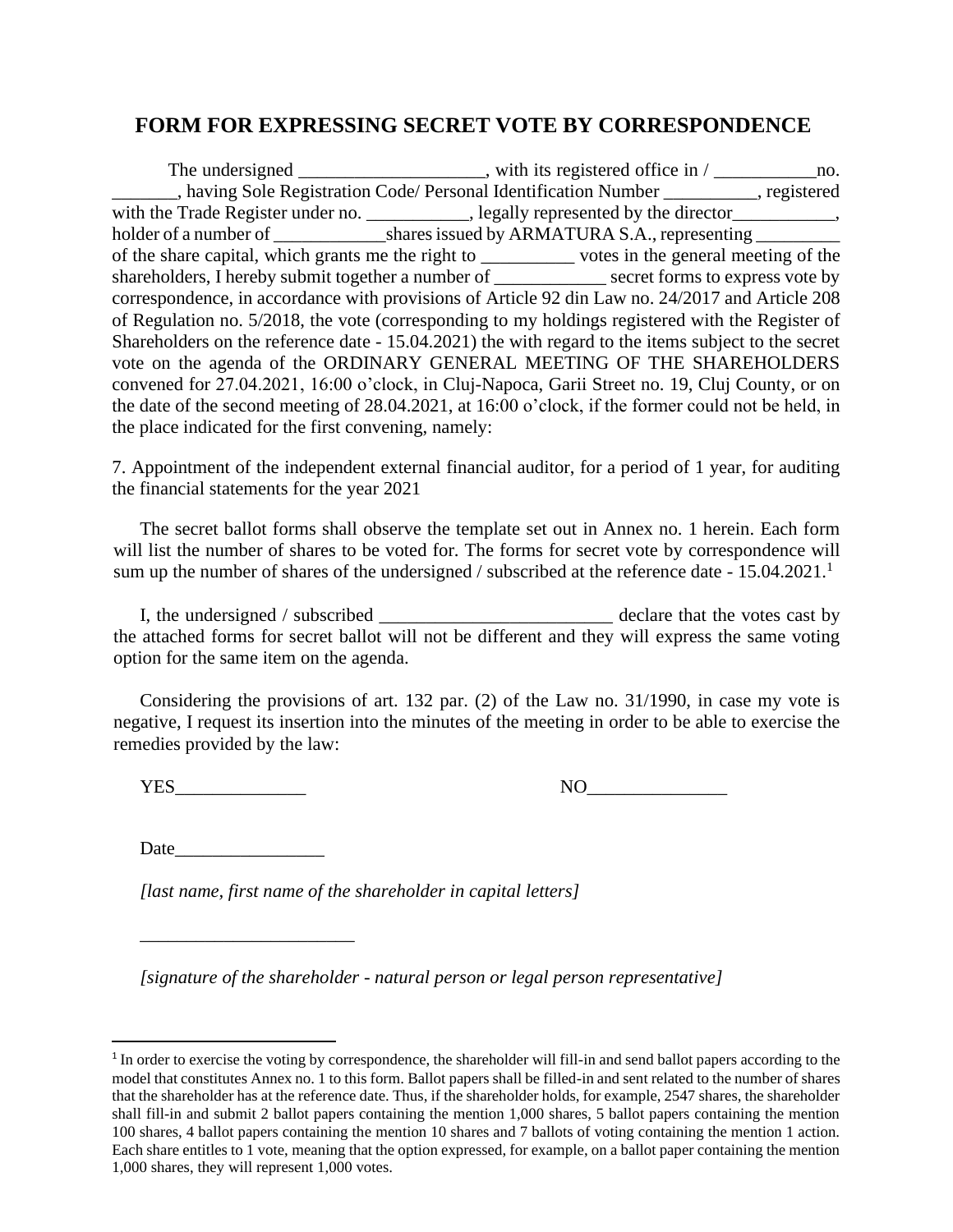## FORM FOR EXPRESSING SECRET VOTE BY CORRESPONDENCE

The undersigned ____________________, with its registered office in / ___________no. _______, having Sole Registration Code/ Personal Identification Number __________, registered with the Trade Register under no. ___________, legally represented by the director___________, holder of a number of ____________shares issued by ARMATURA S.A., representing _________ of the share capital, which grants me the right to __________ votes in the general meeting of the shareholders, I hereby submit together a number of ____________ secret forms to express vote by correspondence, in accordance with provisions of Article 92 din Law no. 24/2017 and Article 208 of Regulation no. 5/2018, the vote (corresponding to my holdings registered with the Register of Shareholders on the reference date - 15.04.2021) the with regard to the items subject to the secret vote on the agenda of the ORDINARY GENERAL MEETING OF THE SHAREHOLDERS convened for 27.04.2021, 16:00 o'clock, in Cluj-Napoca, Garii Street no. 19, Cluj County, or on the date of the second meeting of 28.04.2021, at 16:00 o'clock, if the former could not be held, in the place indicated for the first convening, namely:

7. Appointment of the independent external financial auditor, for a period of 1 year, for auditing the financial statements for the year 2021

The secret ballot forms shall observe the template set out in Annex no. 1 herein. Each form will list the number of shares to be voted for. The forms for secret vote by correspondence will sum up the number of shares of the undersigned / subscribed at the reference date - 15.04.2021.[1]

I, the undersigned / subscribed _________________________ declare that the votes cast by the attached forms for secret ballot will not be different and they will express the same voting option for the same item on the agenda.

Considering the provisions of art. 132 par. (2) of the Law no. 31/1990, in case my vote is negative, I request its insertion into the minutes of the meeting in order to be able to exercise the remedies provided by the law:

YES______________ NO_______________

Date________________

*[last name, first name of the shareholder in capital letters]*

_______________________

*[signature of the shareholder - natural person or legal person representative]*

---

[1] In order to exercise the voting by correspondence, the shareholder will fill-in and send ballot papers according to the model that constitutes Annex no. 1 to this form. Ballot papers shall be filled-in and sent related to the number of shares that the shareholder has at the reference date. Thus, if the shareholder holds, for example, 2547 shares, the shareholder shall fill-in and submit 2 ballot papers containing the mention 1,000 shares, 5 ballot papers containing the mention 100 shares, 4 ballot papers containing the mention 10 shares and 7 ballots of voting containing the mention 1 action. Each share entitles to 1 vote, meaning that the option expressed, for example, on a ballot paper containing the mention 1,000 shares, they will represent 1,000 votes.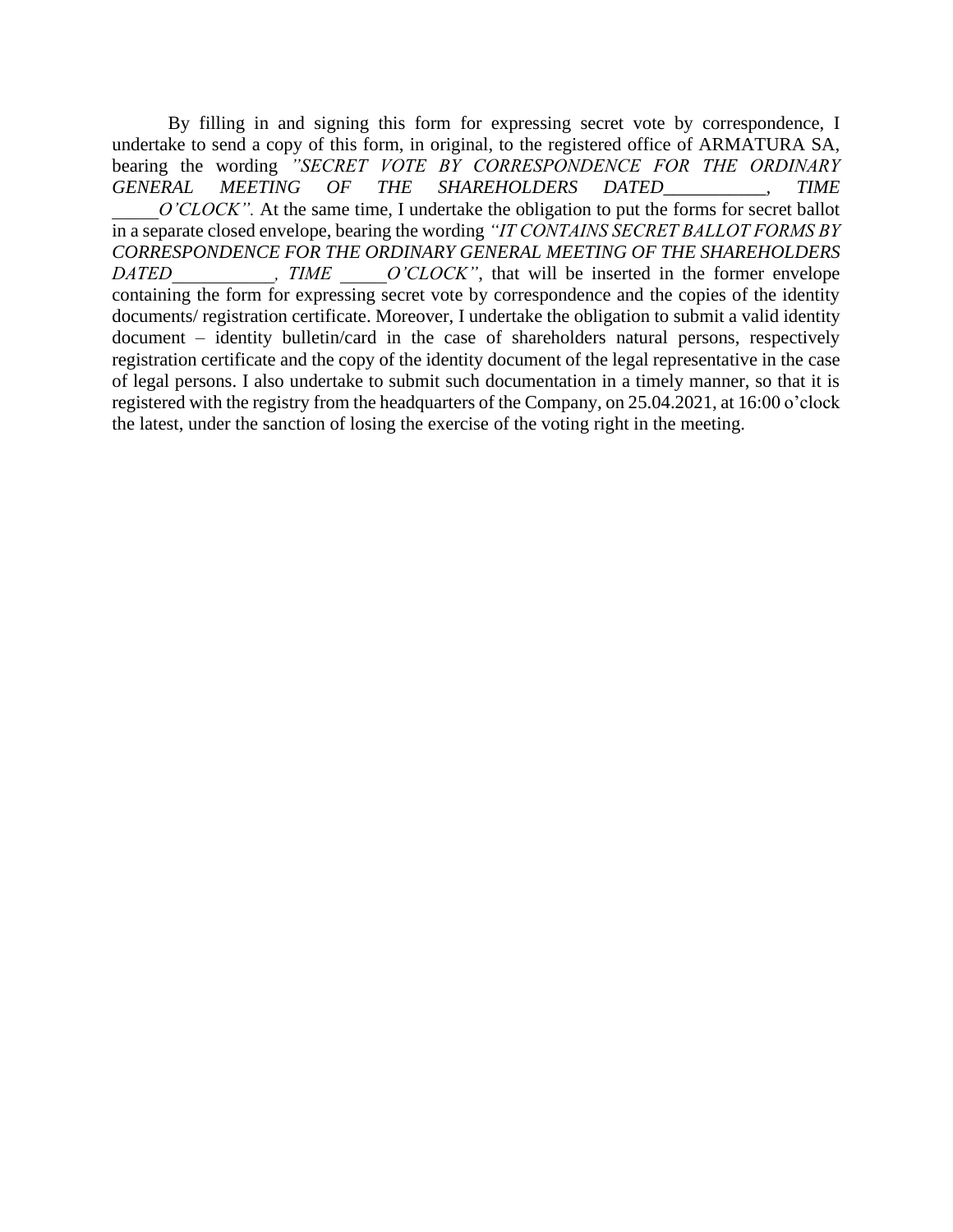By filling in and signing this form for expressing secret vote by correspondence, I undertake to send a copy of this form, in original, to the registered office of ARMATURA SA, bearing the wording *"SECRET VOTE BY CORRESPONDENCE FOR THE ORDINARY GENERAL MEETING OF THE SHAREHOLDERS DATED___________, TIME _____O'CLOCK".* At the same time, I undertake the obligation to put the forms for secret ballot in a separate closed envelope, bearing the wording *"IT CONTAINS SECRET BALLOT FORMS BY CORRESPONDENCE FOR THE ORDINARY GENERAL MEETING OF THE SHAREHOLDERS DATED___________, TIME _____O'CLOCK"*, that will be inserted in the former envelope containing the form for expressing secret vote by correspondence and the copies of the identity documents/ registration certificate. Moreover, I undertake the obligation to submit a valid identity document – identity bulletin/card in the case of shareholders natural persons, respectively registration certificate and the copy of the identity document of the legal representative in the case of legal persons. I also undertake to submit such documentation in a timely manner, so that it is registered with the registry from the headquarters of the Company, on 25.04.2021, at 16:00 o'clock the latest, under the sanction of losing the exercise of the voting right in the meeting.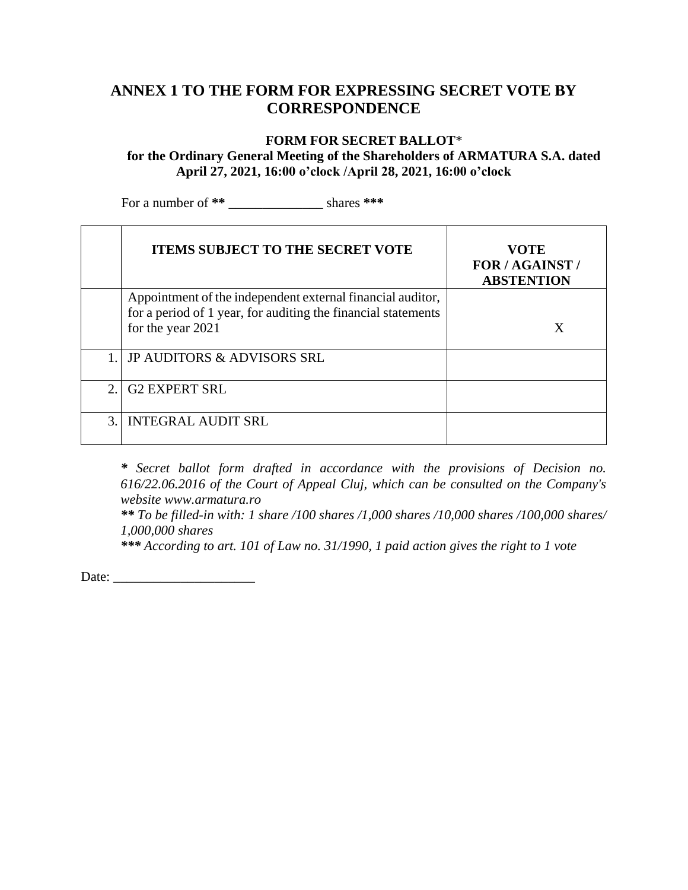# ANNEX 1 TO THE FORM FOR EXPRESSING SECRET VOTE BY CORRESPONDENCE

**FORM FOR SECRET BALLOT***
**for the Ordinary General Meeting of the Shareholders of ARMATURA S.A. dated April 27, 2021, 16:00 o'clock /April 28, 2021, 16:00 o'clock**

For a number of **\*\*** ______________ shares **\*\*\***

| | ITEMS SUBJECT TO THE SECRET VOTE | VOTE FOR / AGAINST / ABSTENTION |
|---|---|---|
| | Appointment of the independent external financial auditor, for a period of 1 year, for auditing the financial statements for the year 2021 | X |
| 1. | JP AUDITORS & ADVISORS SRL | |
| 2. | G2 EXPERT SRL | |
| 3. | INTEGRAL AUDIT SRL | |

***\** Secret ballot form drafted in accordance with the provisions of Decision no. 616/22.06.2016 of the Court of Appeal Cluj, which can be consulted on the Company's website www.armatura.ro*

***\*\** To be filled-in with: 1 share /100 shares /1,000 shares /10,000 shares /100,000 shares/ 1,000,000 shares*

***\*\*\** According to art. 101 of Law no. 31/1990, 1 paid action gives the right to 1 vote*

Date: _____________________